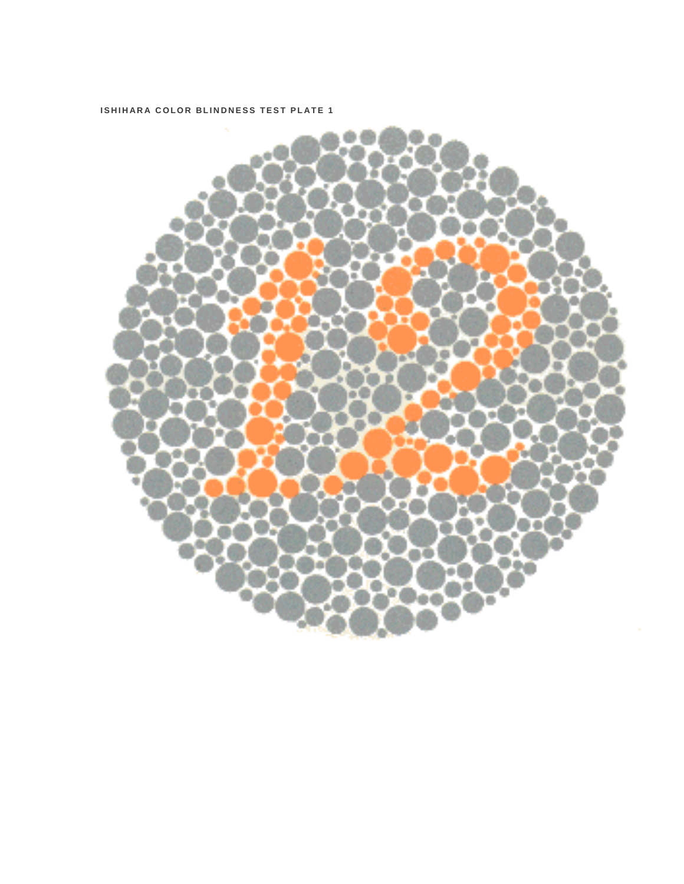ISHIHARA COLOR BLINDNESS TEST PLATE 1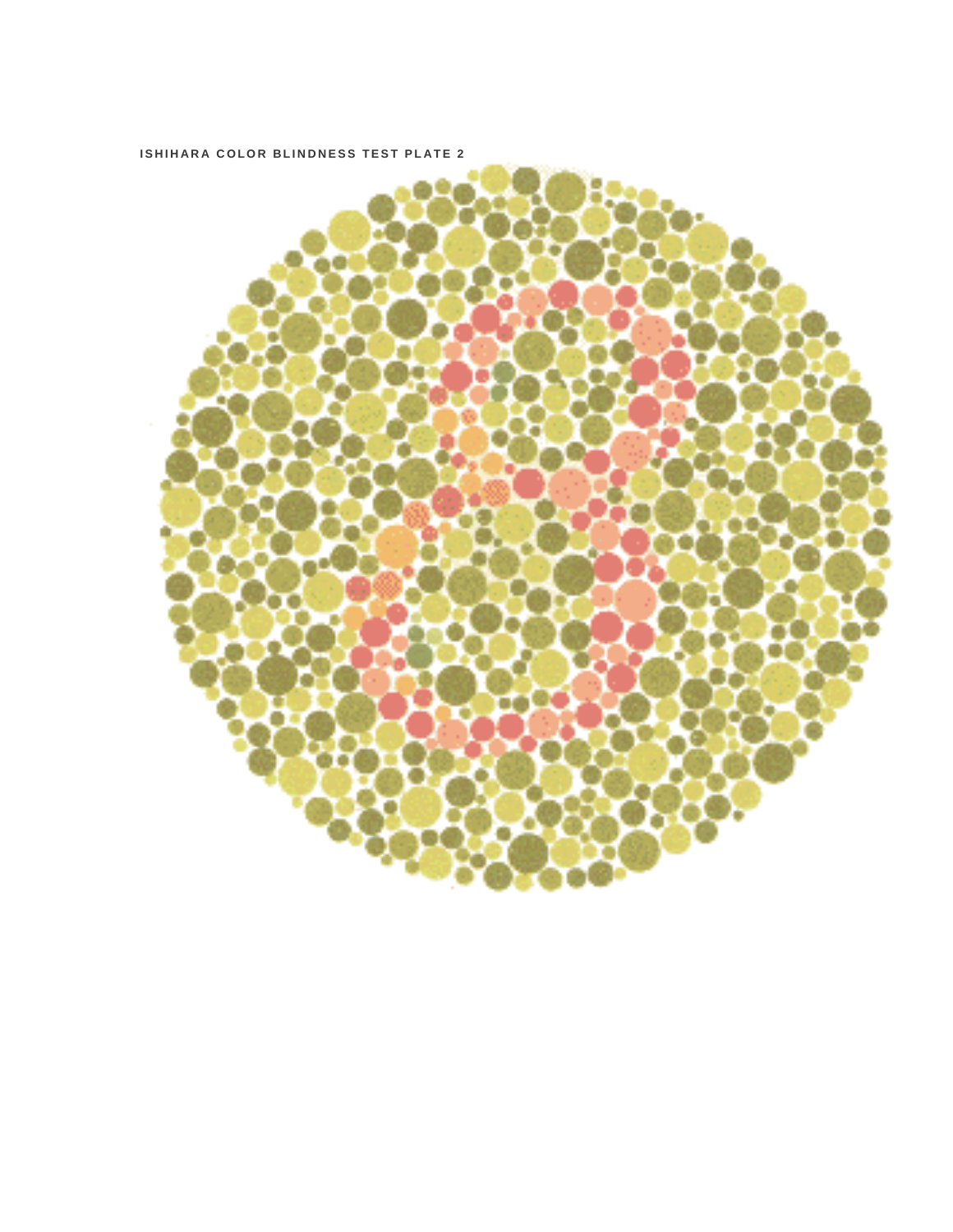ISHIHARA COLOR BLINDNESS TEST PLATE 2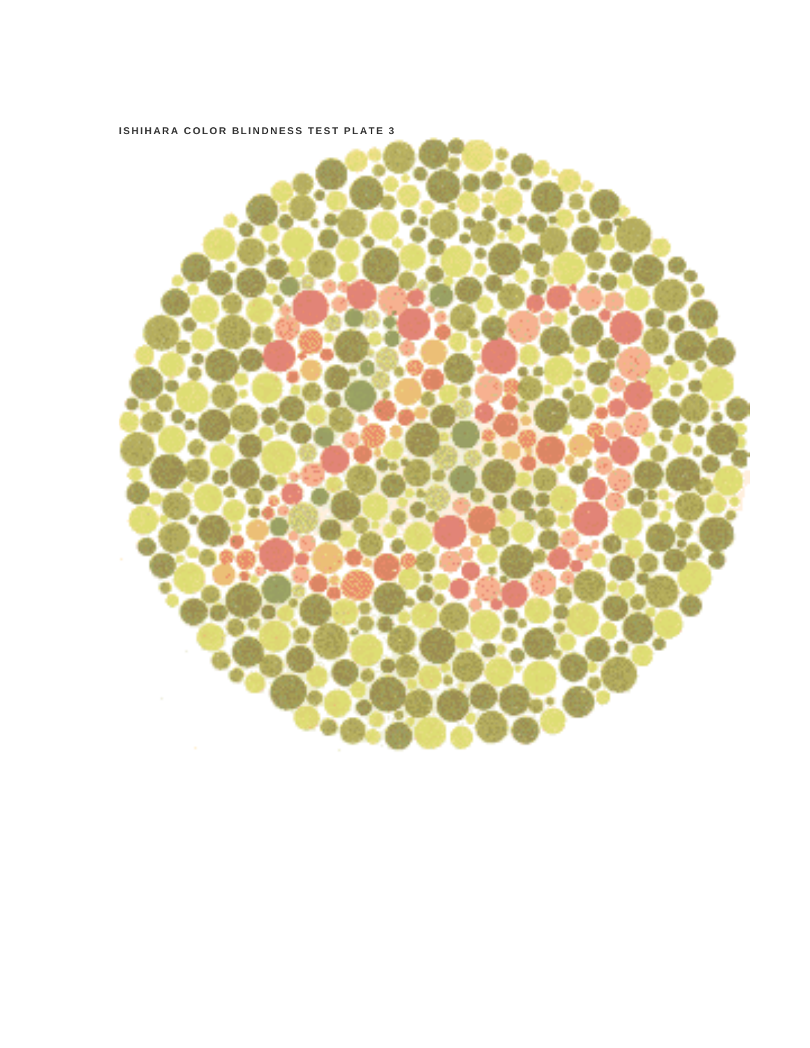**ISHIHARA COLOR BLINDNESS TEST PLATE 3**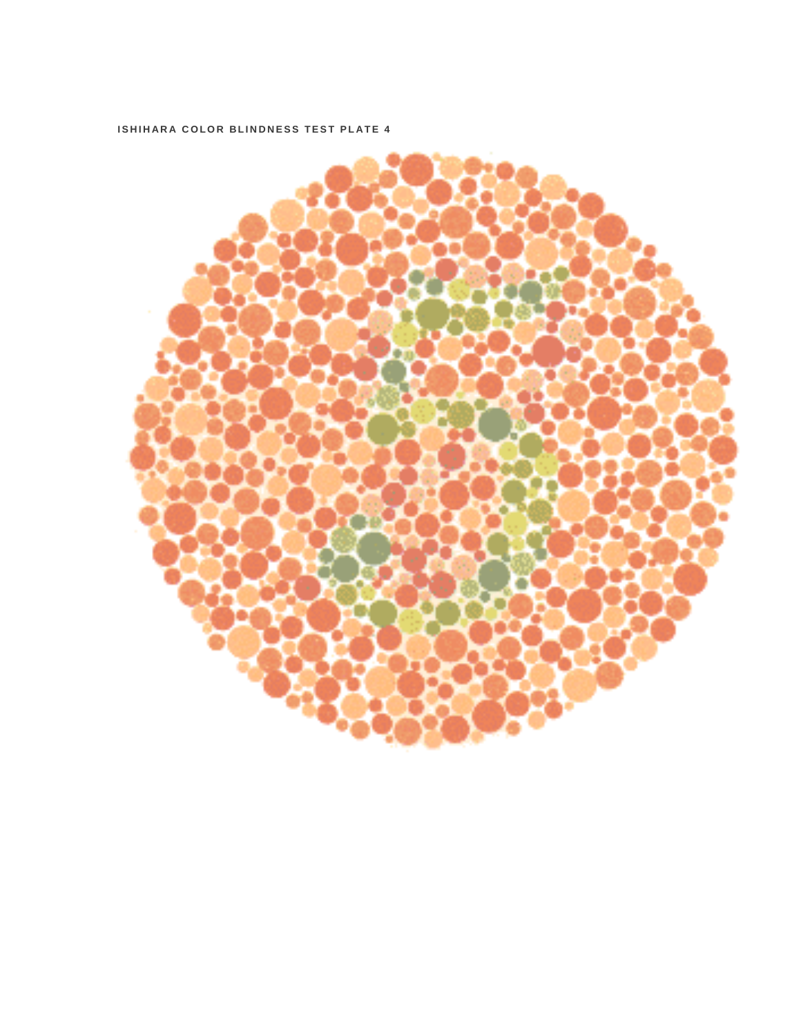ISHIHARA COLOR BLINDNESS TEST PLATE 4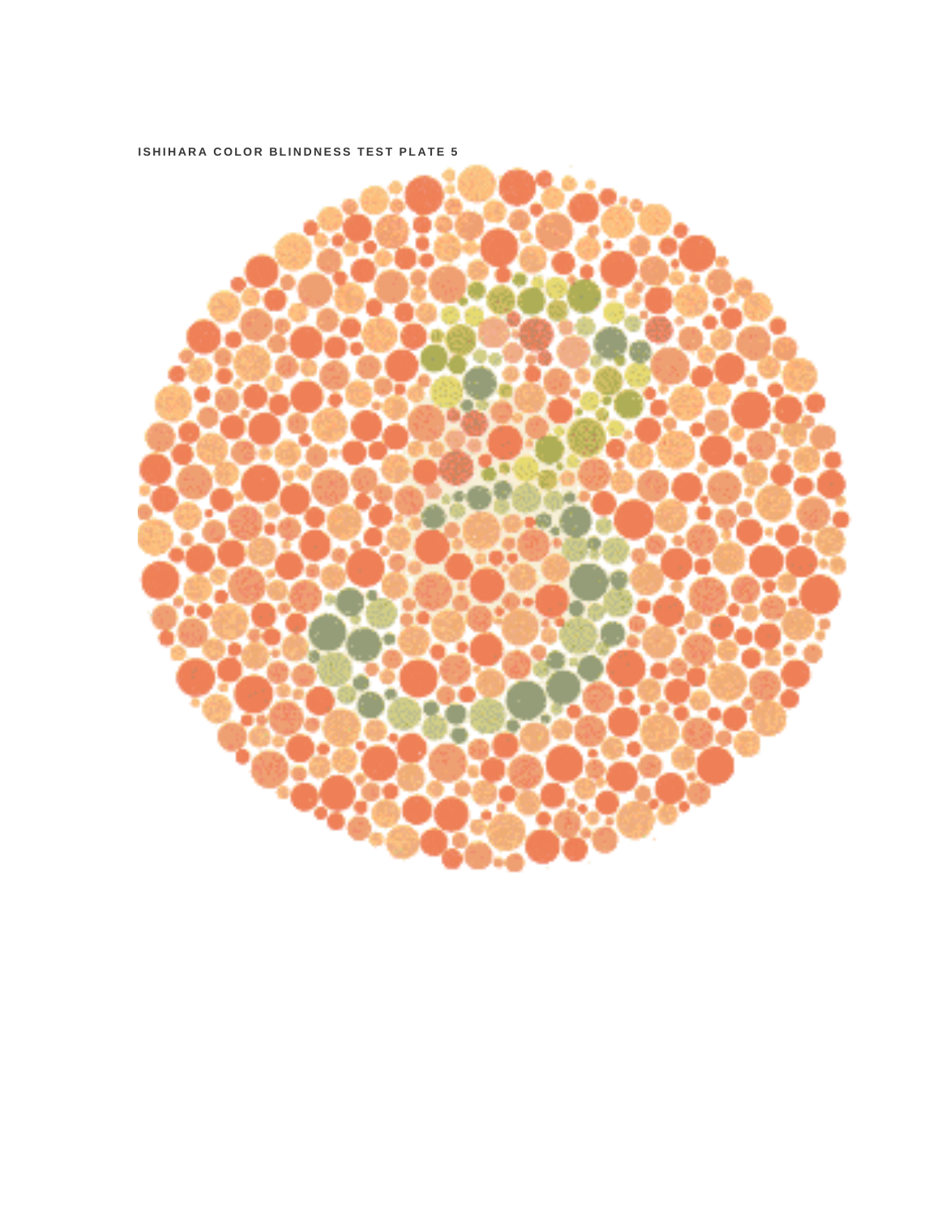ISHIHARA COLOR BLINDNESS TEST PLATE 5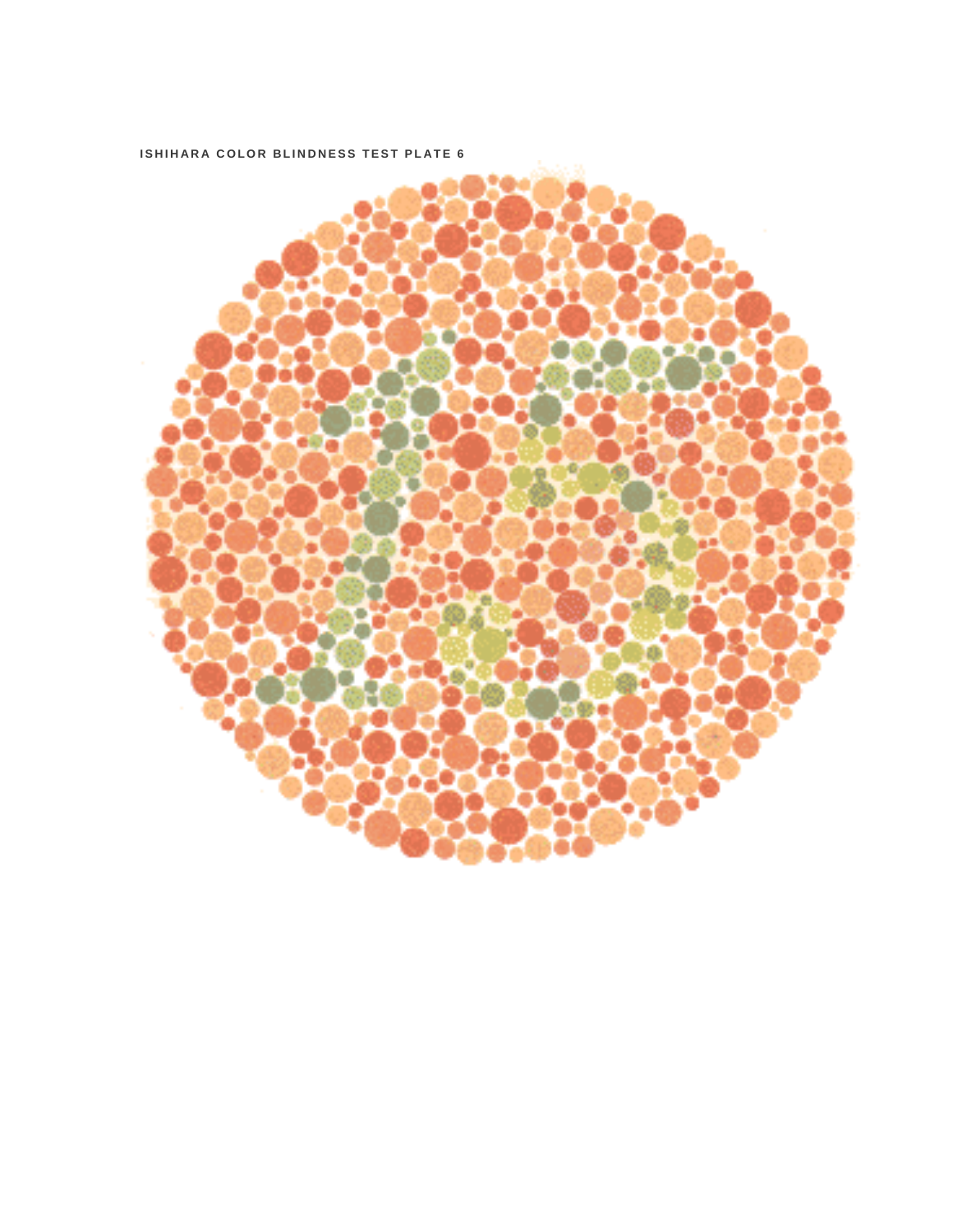ISHIHARA COLOR BLINDNESS TEST PLATE 6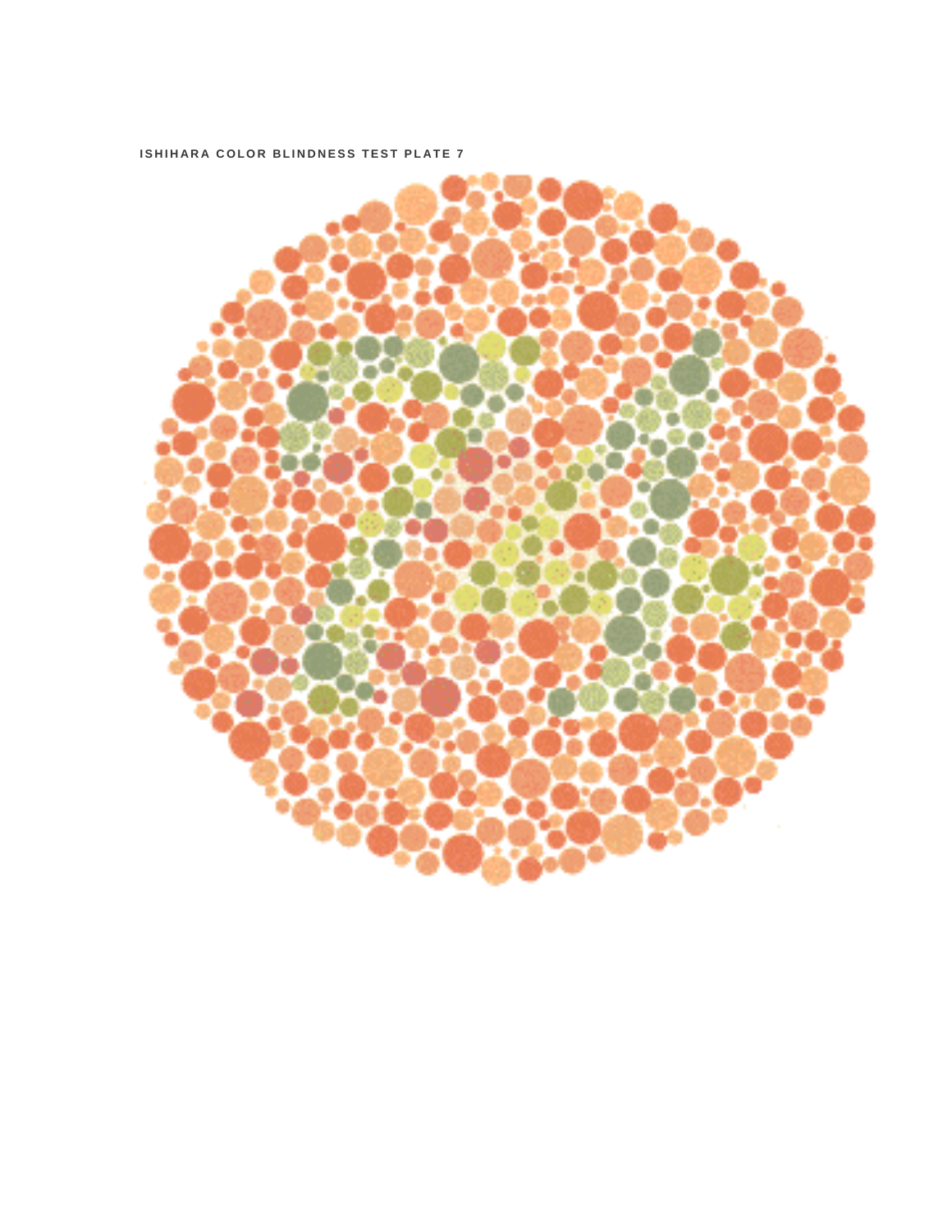**ISHIHARA COLOR BLINDNESS TEST PLATE 7**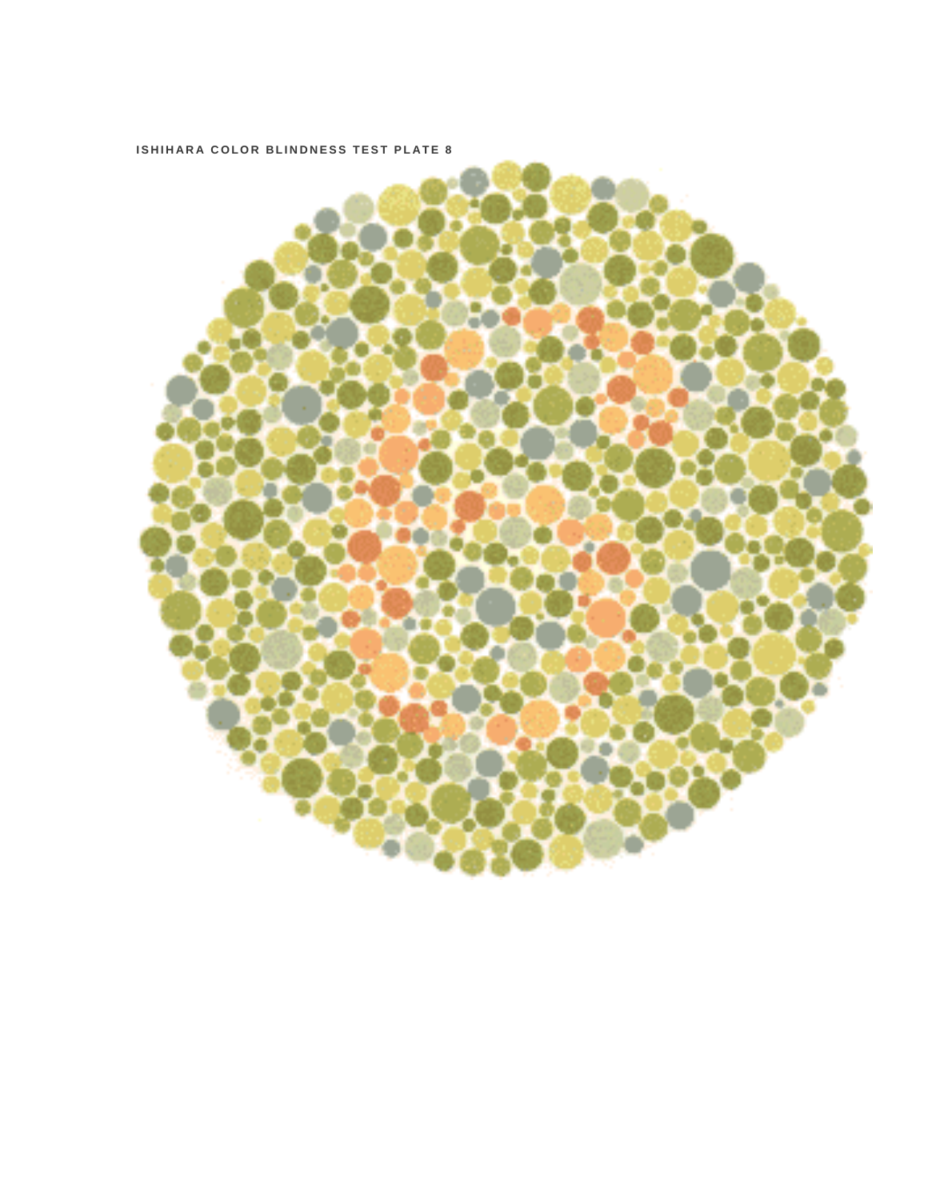ISHIHARA COLOR BLINDNESS TEST PLATE 8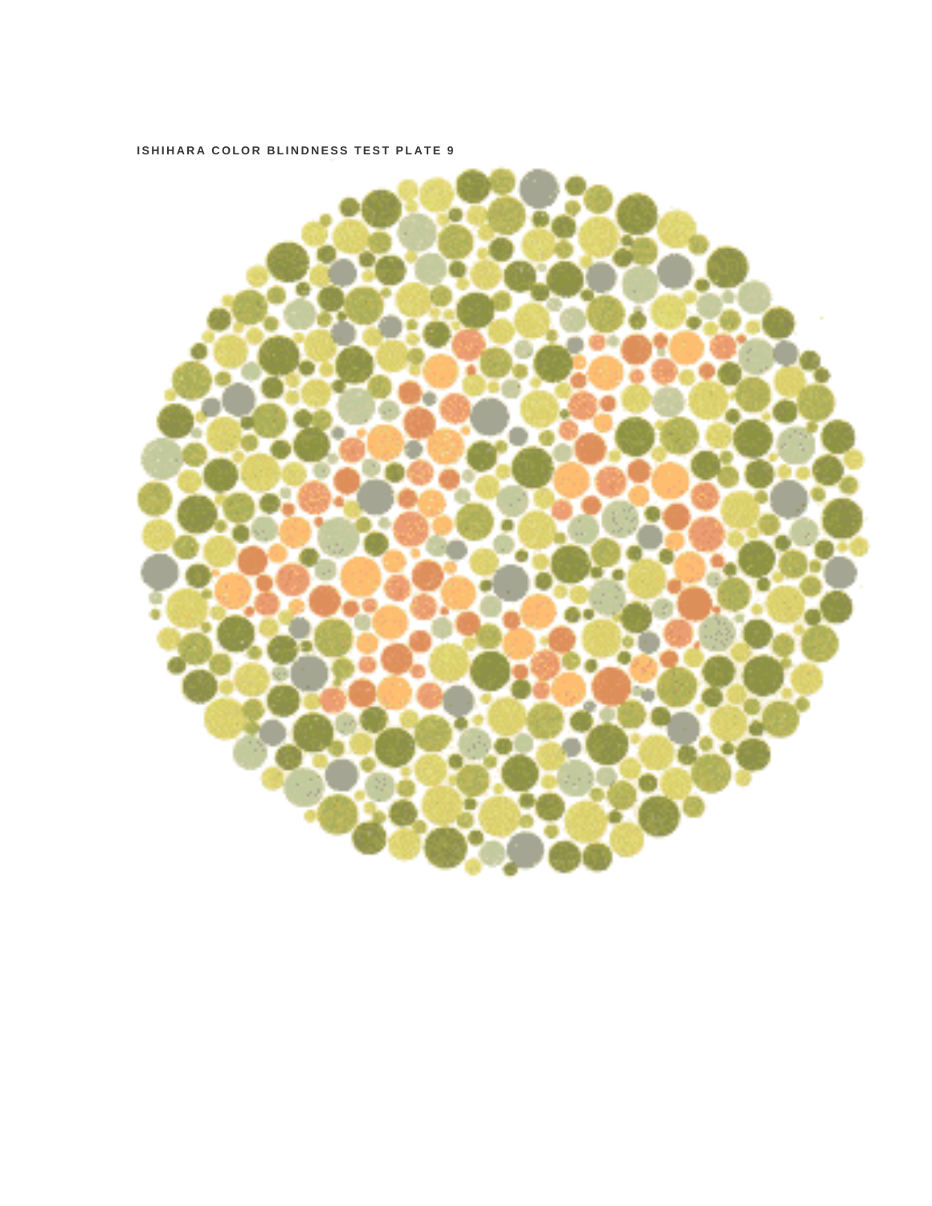ISHIHARA COLOR BLINDNESS TEST PLATE 9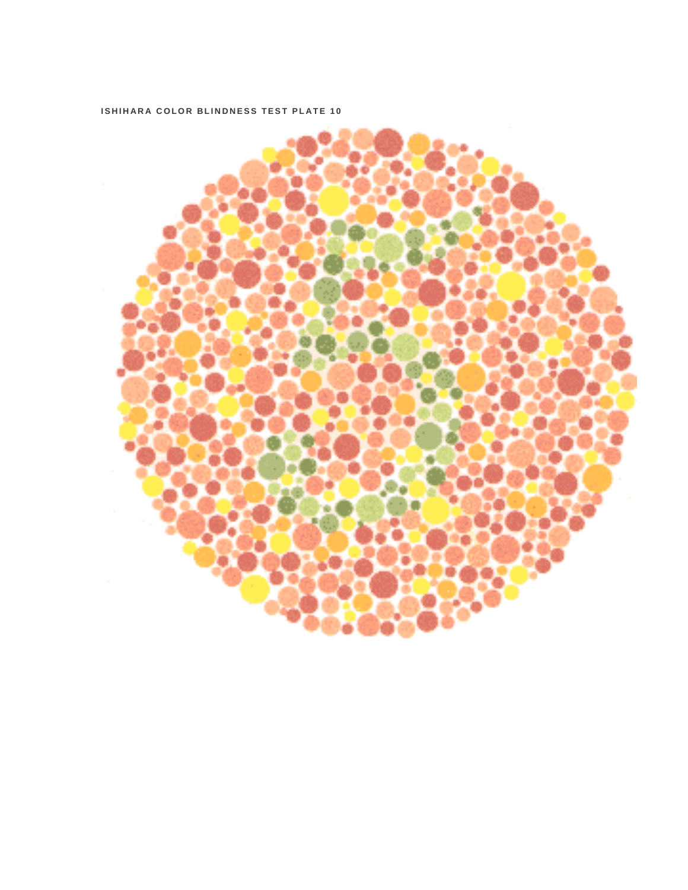ISHIHARA COLOR BLINDNESS TEST PLATE 10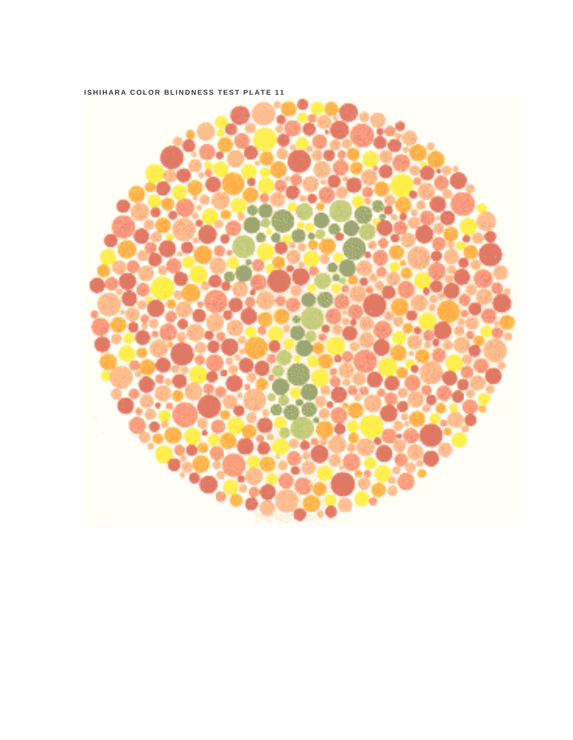ISHIHARA COLOR BLINDNESS TEST PLATE 11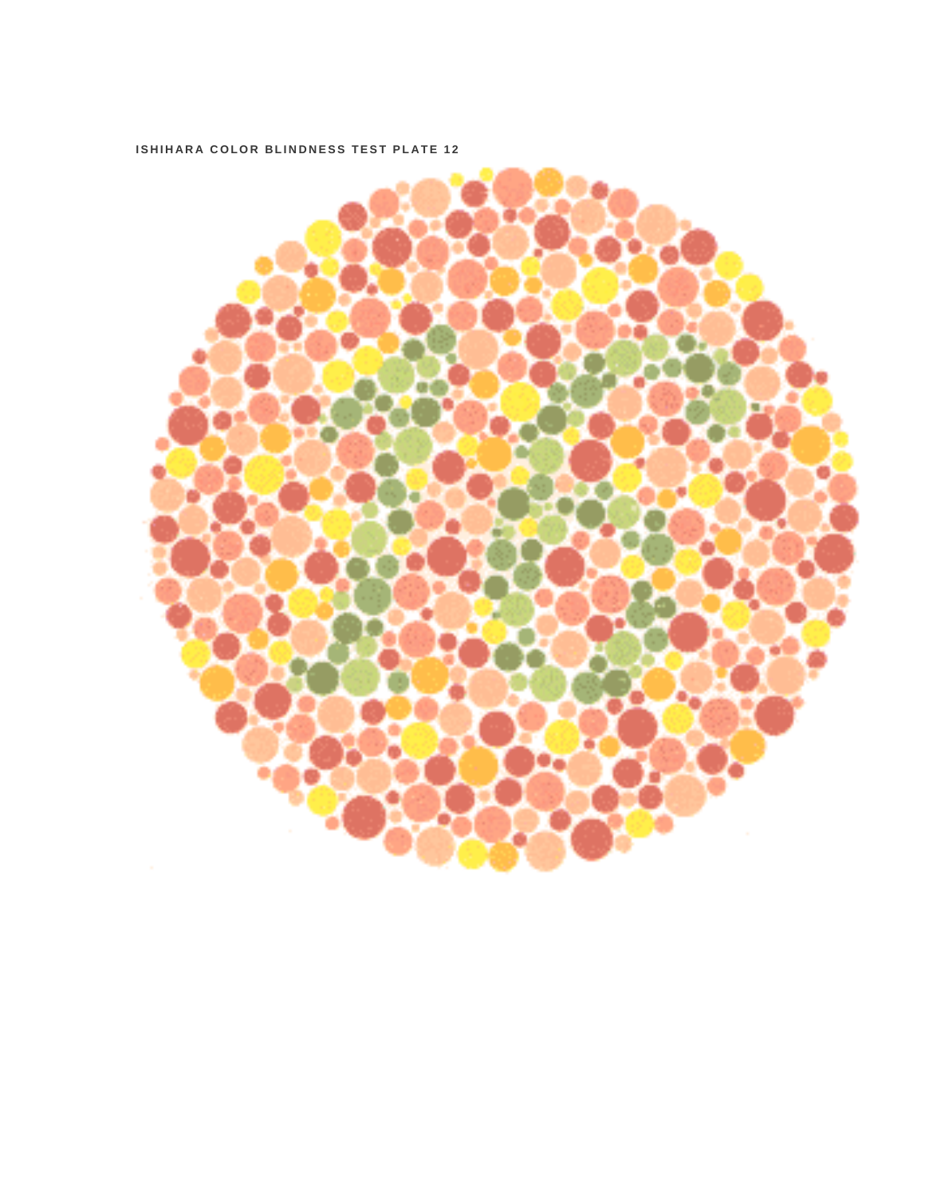**ISHIHARA COLOR BLINDNESS TEST PLATE 12**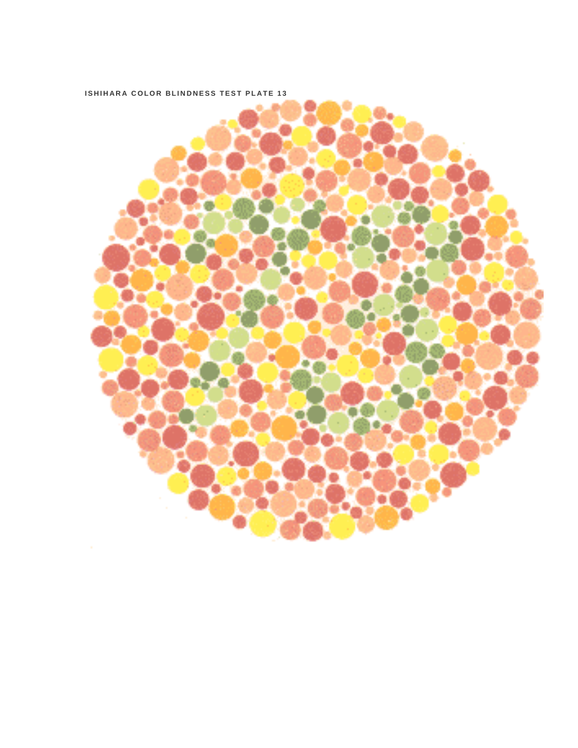**ISHIHARA COLOR BLINDNESS TEST PLATE 13**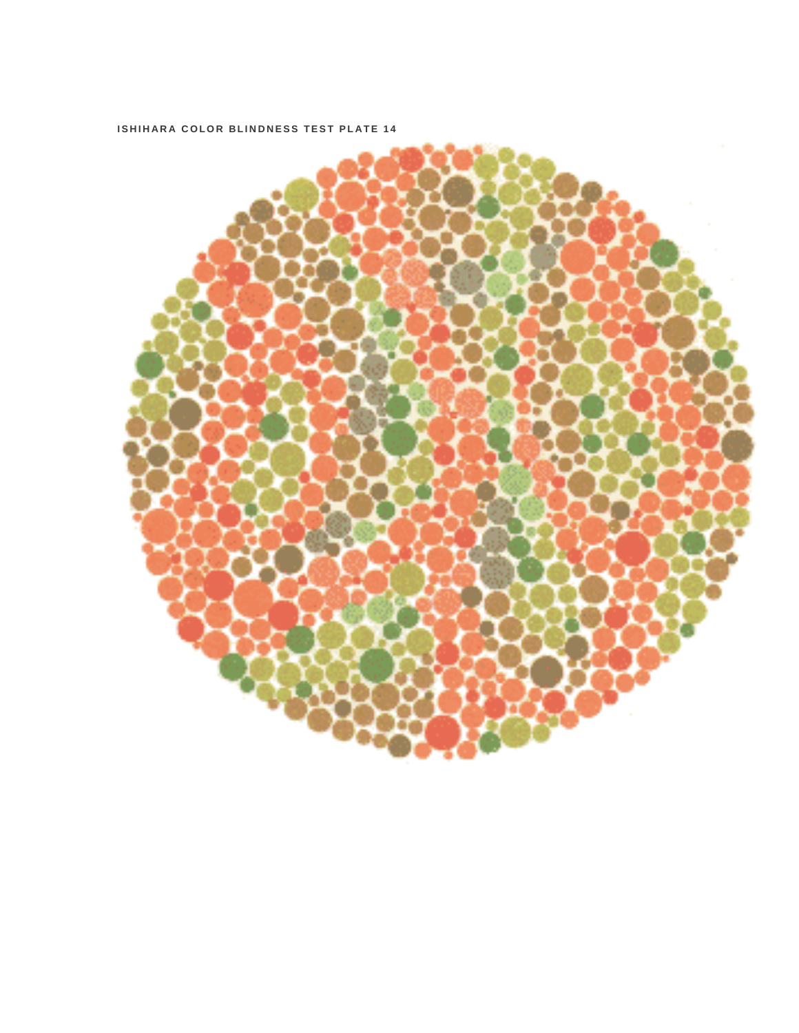**ISHIHARA COLOR BLINDNESS TEST PLATE 14**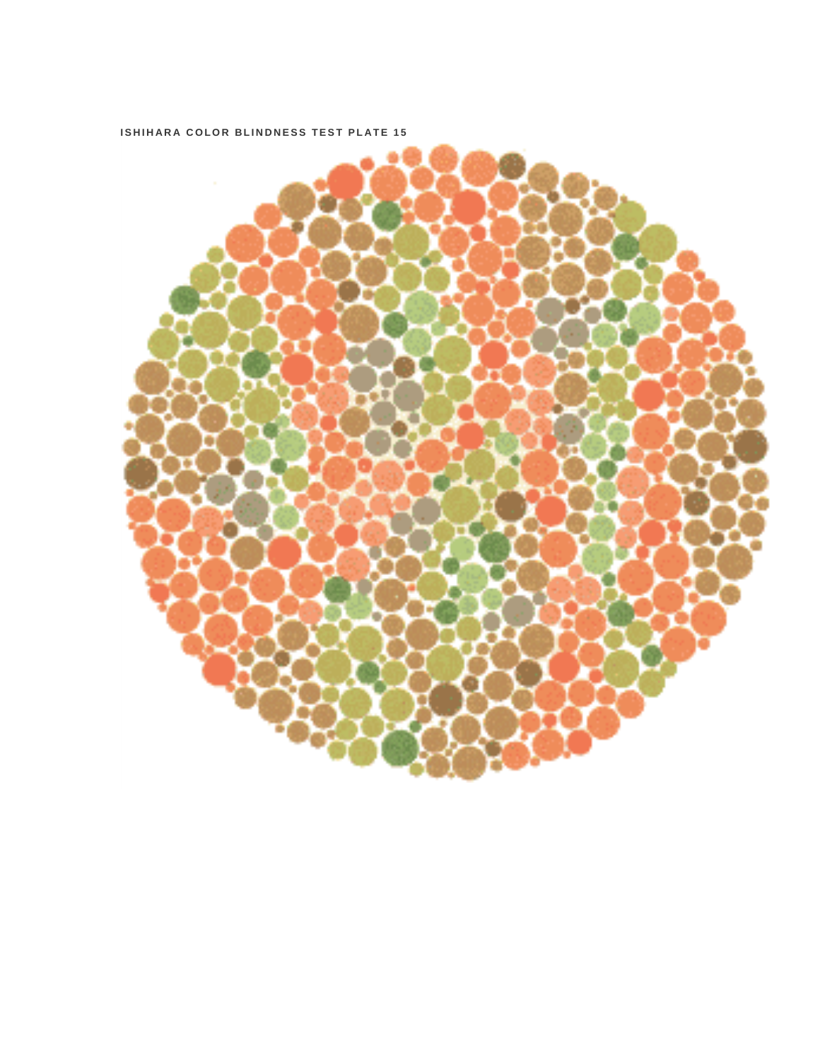ISHIHARA COLOR BLINDNESS TEST PLATE 15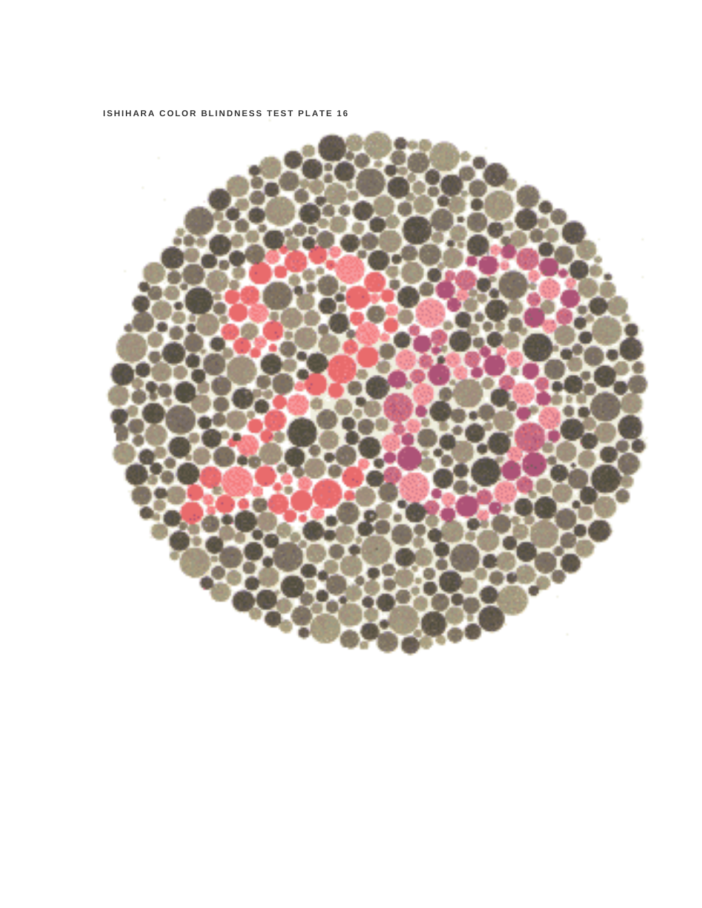ISHIHARA COLOR BLINDNESS TEST PLATE 16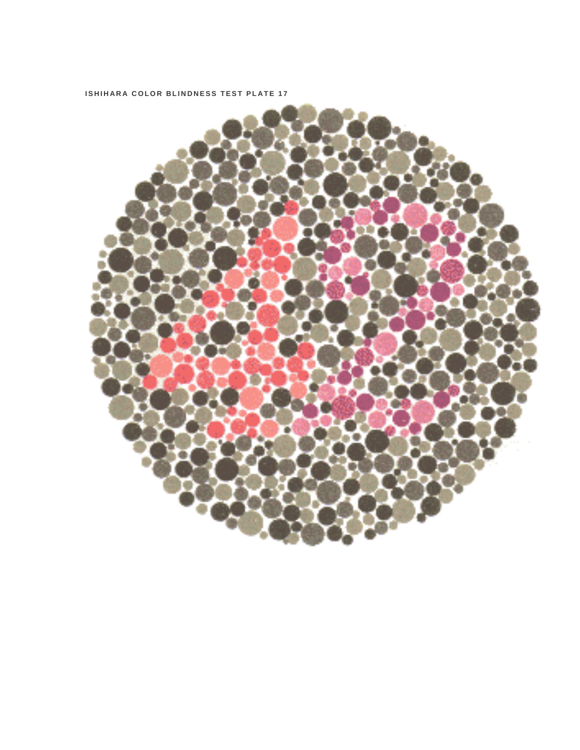**ISHIHARA COLOR BLINDNESS TEST PLATE 17**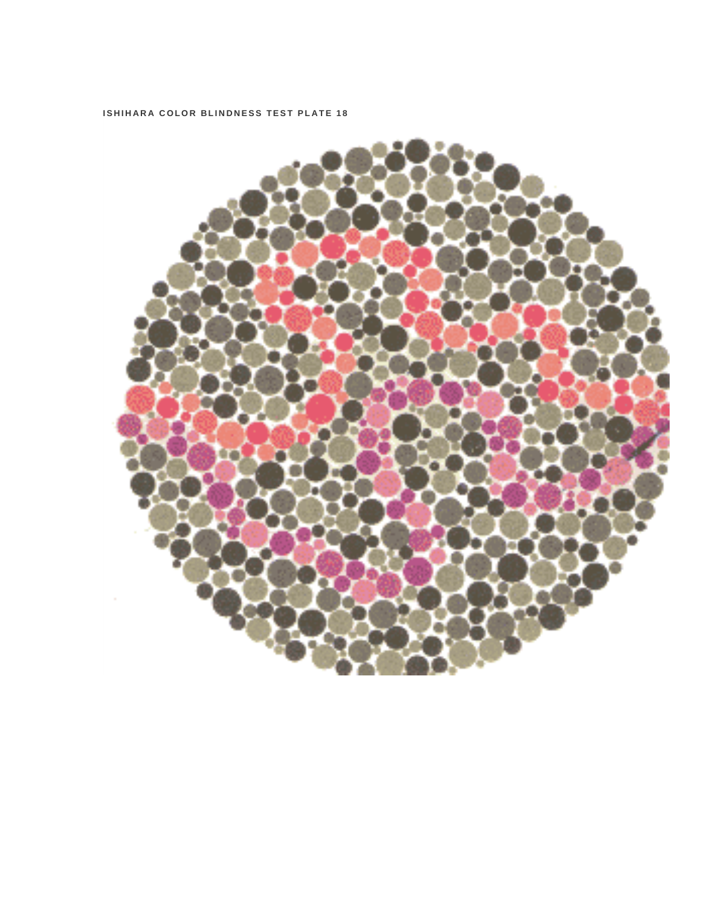ISHIHARA COLOR BLINDNESS TEST PLATE 18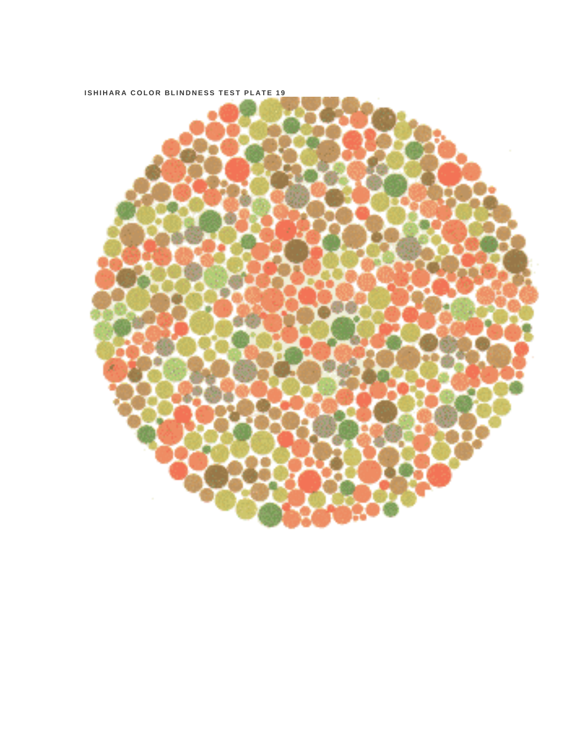ISHIHARA COLOR BLINDNESS TEST PLATE 19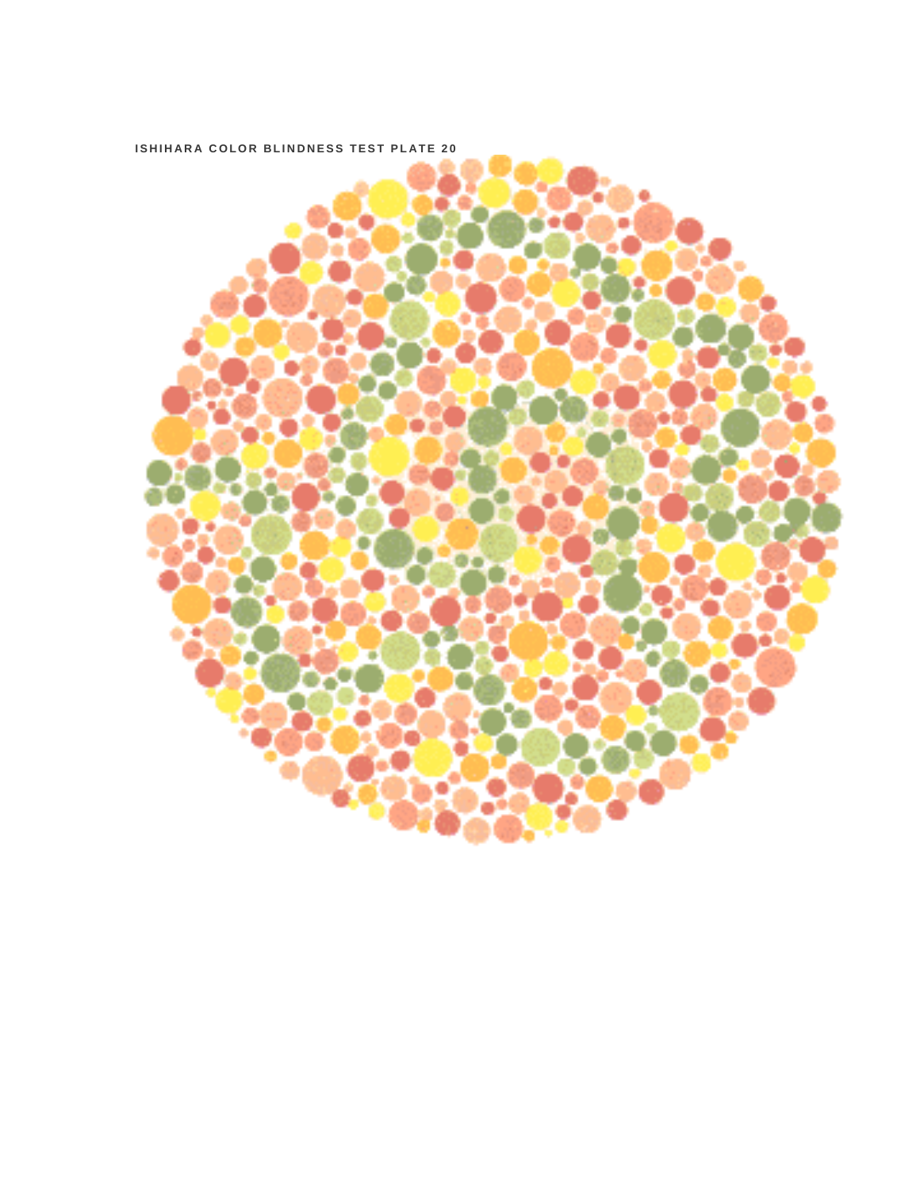ISHIHARA COLOR BLINDNESS TEST PLATE 20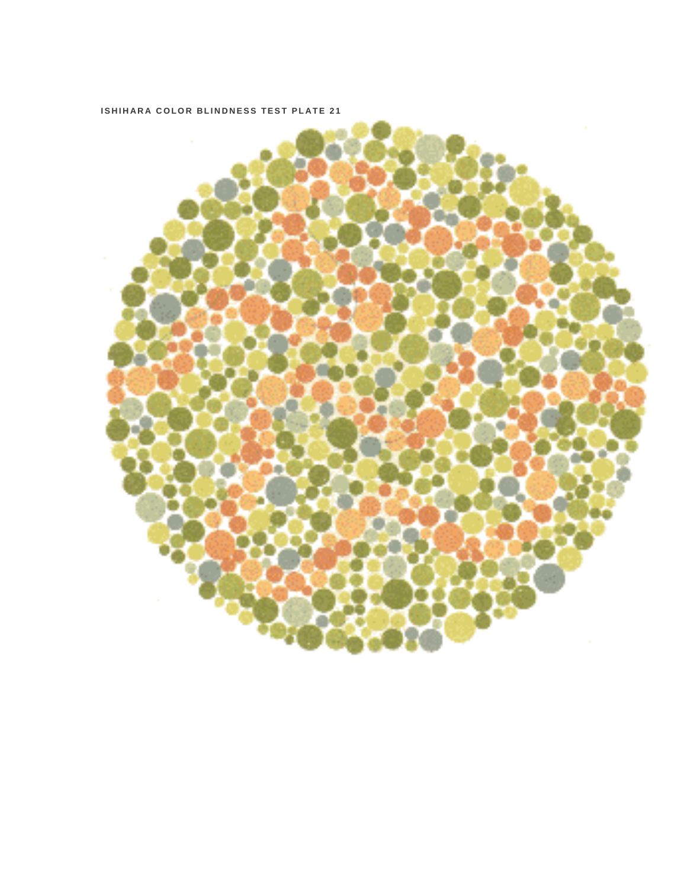ISHIHARA COLOR BLINDNESS TEST PLATE 21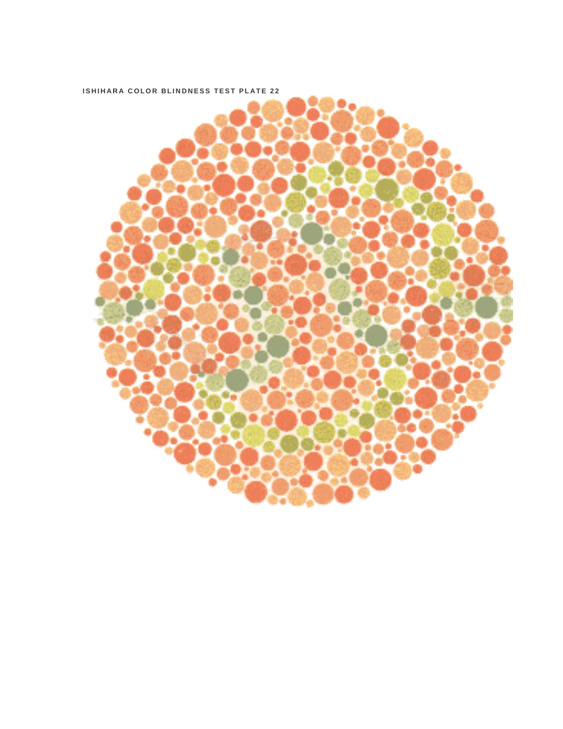**ISHIHARA COLOR BLINDNESS TEST PLATE 22**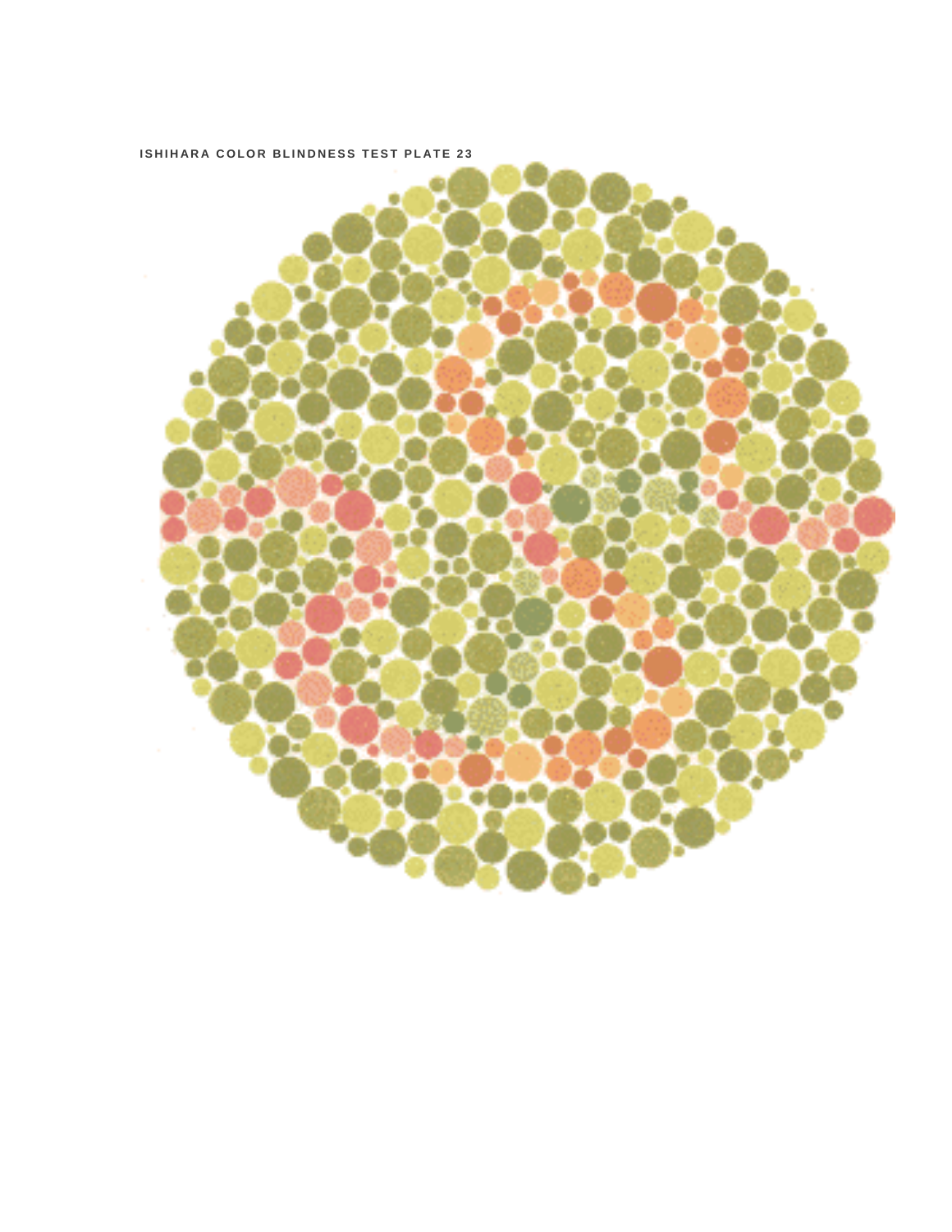ISHIHARA COLOR BLINDNESS TEST PLATE 23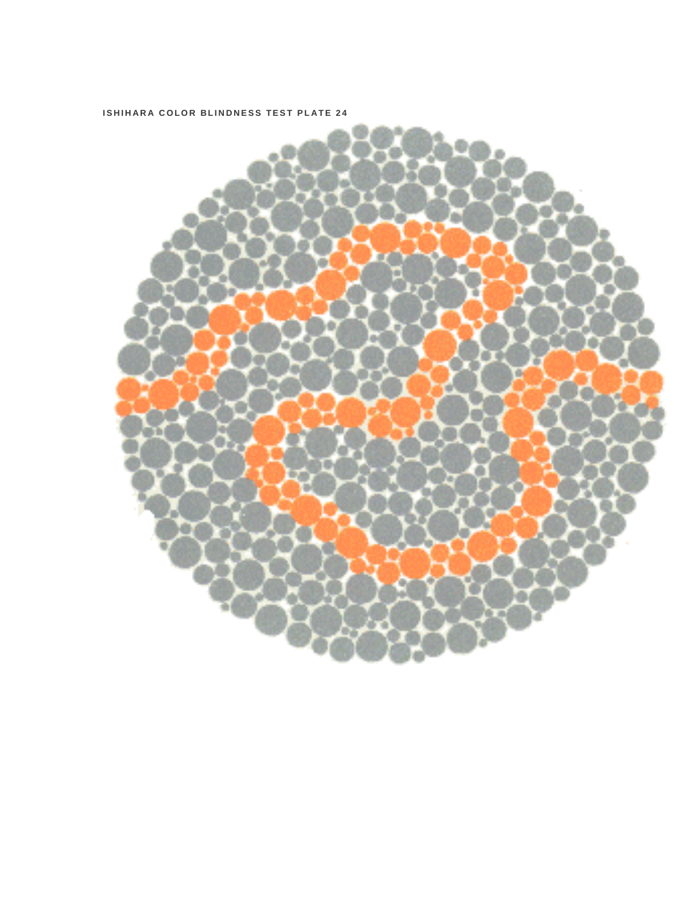ISHIHARA COLOR BLINDNESS TEST PLATE 24